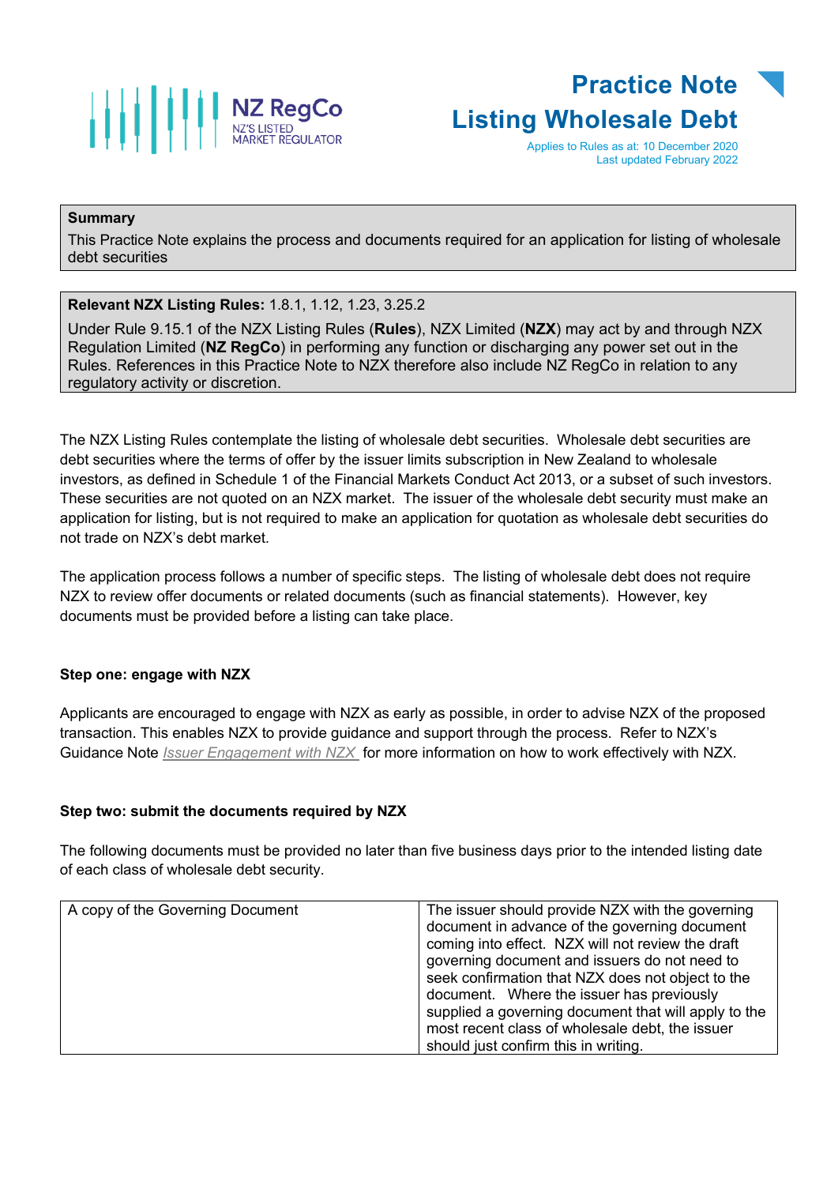# Practice Note
# Listing Wholesale Debt

Applies to Rules as at: 10 December 2020
Last updated February 2022

| **Summary** |
|---|
| This Practice Note explains the process and documents required for an application for listing of wholesale debt securities |

| **Relevant NZX Listing Rules:** 1.8.1, 1.12, 1.23, 3.25.2 |
|---|
| Under Rule 9.15.1 of the NZX Listing Rules (**Rules**), NZX Limited (**NZX**) may act by and through NZX Regulation Limited (**NZ RegCo**) in performing any function or discharging any power set out in the Rules. References in this Practice Note to NZX therefore also include NZ RegCo in relation to any regulatory activity or discretion. |

The NZX Listing Rules contemplate the listing of wholesale debt securities. Wholesale debt securities are debt securities where the terms of offer by the issuer limits subscription in New Zealand to wholesale investors, as defined in Schedule 1 of the Financial Markets Conduct Act 2013, or a subset of such investors. These securities are not quoted on an NZX market. The issuer of the wholesale debt security must make an application for listing, but is not required to make an application for quotation as wholesale debt securities do not trade on NZX's debt market.

The application process follows a number of specific steps. The listing of wholesale debt does not require NZX to review offer documents or related documents (such as financial statements). However, key documents must be provided before a listing can take place.

### Step one: engage with NZX

Applicants are encouraged to engage with NZX as early as possible, in order to advise NZX of the proposed transaction. This enables NZX to provide guidance and support through the process. Refer to NZX's Guidance Note *Issuer Engagement with NZX* for more information on how to work effectively with NZX.

### Step two: submit the documents required by NZX

The following documents must be provided no later than five business days prior to the intended listing date of each class of wholesale debt security.

| | |
|---|---|
| A copy of the Governing Document | The issuer should provide NZX with the governing document in advance of the governing document coming into effect. NZX will not review the draft governing document and issuers do not need to seek confirmation that NZX does not object to the document. Where the issuer has previously supplied a governing document that will apply to the most recent class of wholesale debt, the issuer should just confirm this in writing. |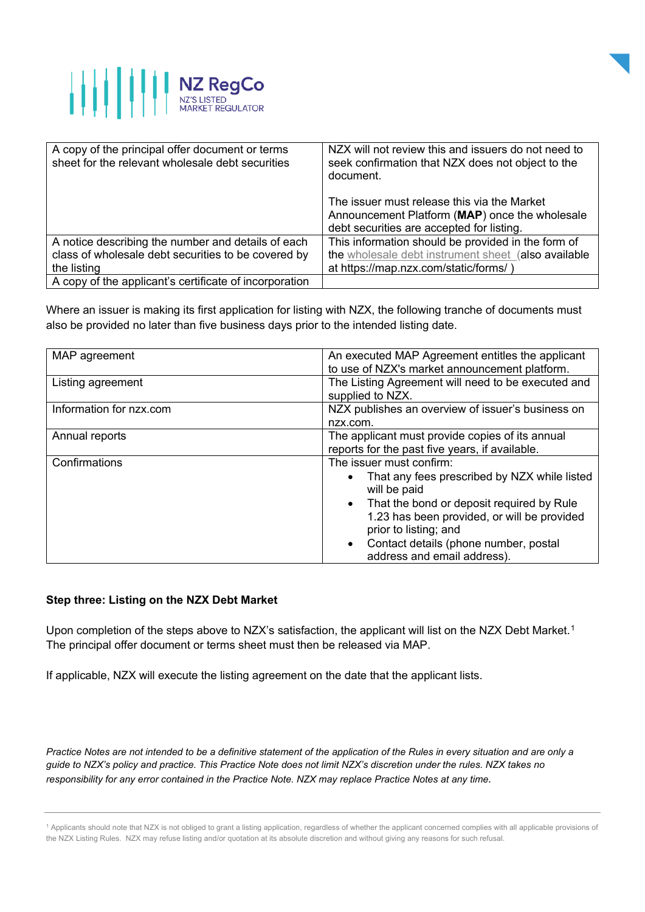| | |
|---|---|
| A copy of the principal offer document or terms sheet for the relevant wholesale debt securities | NZX will not review this and issuers do not need to seek confirmation that NZX does not object to the document.<br><br>The issuer must release this via the Market Announcement Platform (**MAP**) once the wholesale debt securities are accepted for listing. |
| A notice describing the number and details of each class of wholesale debt securities to be covered by the listing | This information should be provided in the form of the wholesale debt instrument sheet (also available at https://map.nzx.com/static/forms/ ) |
| A copy of the applicant's certificate of incorporation | |

Where an issuer is making its first application for listing with NZX, the following tranche of documents must also be provided no later than five business days prior to the intended listing date.

| | |
|---|---|
| MAP agreement | An executed MAP Agreement entitles the applicant to use of NZX's market announcement platform. |
| Listing agreement | The Listing Agreement will need to be executed and supplied to NZX. |
| Information for nzx.com | NZX publishes an overview of issuer's business on nzx.com. |
| Annual reports | The applicant must provide copies of its annual reports for the past five years, if available. |
| Confirmations | The issuer must confirm:<br>• That any fees prescribed by NZX while listed will be paid<br>• That the bond or deposit required by Rule 1.23 has been provided, or will be provided prior to listing; and<br>• Contact details (phone number, postal address and email address). |

**Step three: Listing on the NZX Debt Market**

Upon completion of the steps above to NZX's satisfaction, the applicant will list on the NZX Debt Market.[1] The principal offer document or terms sheet must then be released via MAP.

If applicable, NZX will execute the listing agreement on the date that the applicant lists.

*Practice Notes are not intended to be a definitive statement of the application of the Rules in every situation and are only a guide to NZX's policy and practice. This Practice Note does not limit NZX's discretion under the rules. NZX takes no responsibility for any error contained in the Practice Note. NZX may replace Practice Notes at any time.*

[1] Applicants should note that NZX is not obliged to grant a listing application, regardless of whether the applicant concerned complies with all applicable provisions of the NZX Listing Rules. NZX may refuse listing and/or quotation at its absolute discretion and without giving any reasons for such refusal.